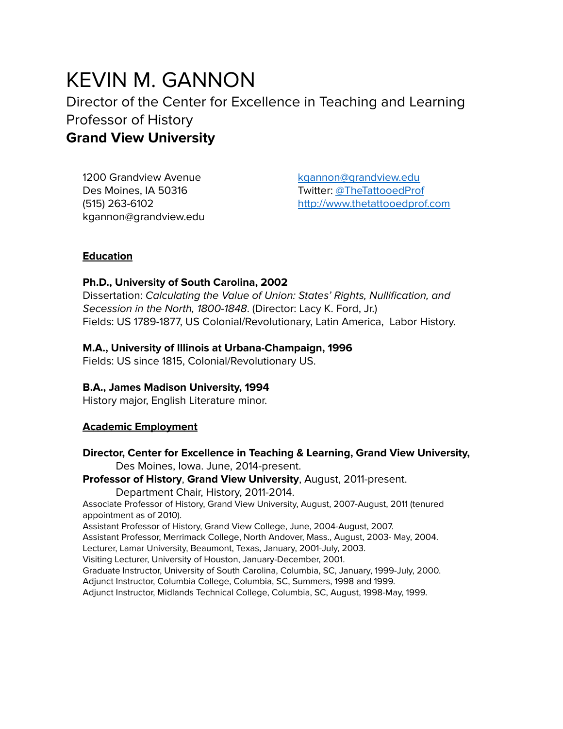# KEVIN M. GANNON

Director of the Center for Excellence in Teaching and Learning
Professor of History
**Grand View University**

1200 Grandview Avenue
Des Moines, IA 50316
(515) 263-6102
kgannon@grandview.edu

kgannon@grandview.edu
Twitter: @TheTattooedProf
http://www.thetattooedprof.com

## Education

**Ph.D., University of South Carolina, 2002**
Dissertation: *Calculating the Value of Union: States' Rights, Nullification, and Secession in the North, 1800-1848*. (Director: Lacy K. Ford, Jr.)
Fields: US 1789-1877, US Colonial/Revolutionary, Latin America, Labor History.

**M.A., University of Illinois at Urbana-Champaign, 1996**
Fields: US since 1815, Colonial/Revolutionary US.

**B.A., James Madison University, 1994**
History major, English Literature minor.

## Academic Employment

**Director, Center for Excellence in Teaching & Learning, Grand View University,** Des Moines, Iowa. June, 2014-present.
**Professor of History**, **Grand View University**, August, 2011-present.
Department Chair, History, 2011-2014.
Associate Professor of History, Grand View University, August, 2007-August, 2011 (tenured appointment as of 2010).
Assistant Professor of History, Grand View College, June, 2004-August, 2007.
Assistant Professor, Merrimack College, North Andover, Mass., August, 2003- May, 2004.
Lecturer, Lamar University, Beaumont, Texas, January, 2001-July, 2003.
Visiting Lecturer, University of Houston, January-December, 2001.
Graduate Instructor, University of South Carolina, Columbia, SC, January, 1999-July, 2000.
Adjunct Instructor, Columbia College, Columbia, SC, Summers, 1998 and 1999.
Adjunct Instructor, Midlands Technical College, Columbia, SC, August, 1998-May, 1999.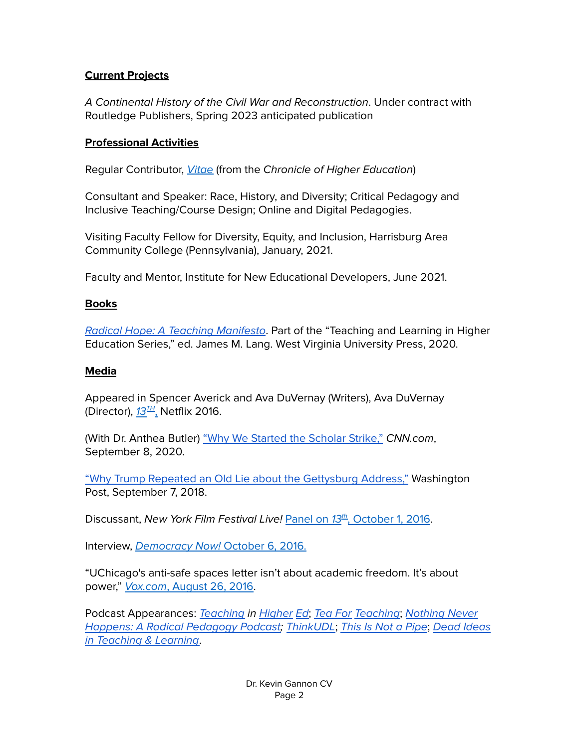**Current Projects**

*A Continental History of the Civil War and Reconstruction*. Under contract with Routledge Publishers, Spring 2023 anticipated publication

**Professional Activities**

Regular Contributor, *Vitae* (from the *Chronicle of Higher Education*)

Consultant and Speaker: Race, History, and Diversity; Critical Pedagogy and Inclusive Teaching/Course Design; Online and Digital Pedagogies.

Visiting Faculty Fellow for Diversity, Equity, and Inclusion, Harrisburg Area Community College (Pennsylvania), January, 2021.

Faculty and Mentor, Institute for New Educational Developers, June 2021.

**Books**

*Radical Hope: A Teaching Manifesto*. Part of the "Teaching and Learning in Higher Education Series," ed. James M. Lang. West Virginia University Press, 2020.

**Media**

Appeared in Spencer Averick and Ava DuVernay (Writers), Ava DuVernay (Director), *13TH*, Netflix 2016.

(With Dr. Anthea Butler) "Why We Started the Scholar Strike," *CNN.com*, September 8, 2020.

"Why Trump Repeated an Old Lie about the Gettysburg Address," Washington Post, September 7, 2018.

Discussant, *New York Film Festival Live!* Panel on *13th*, October 1, 2016.

Interview, *Democracy Now!* October 6, 2016.

"UChicago's anti-safe spaces letter isn't about academic freedom. It's about power," *Vox.com*, August 26, 2016.

Podcast Appearances: *Teaching in Higher Ed*; *Tea For Teaching*; *Nothing Never Happens: A Radical Pedagogy Podcast*; *ThinkUDL*; *This Is Not a Pipe*; *Dead Ideas in Teaching & Learning*.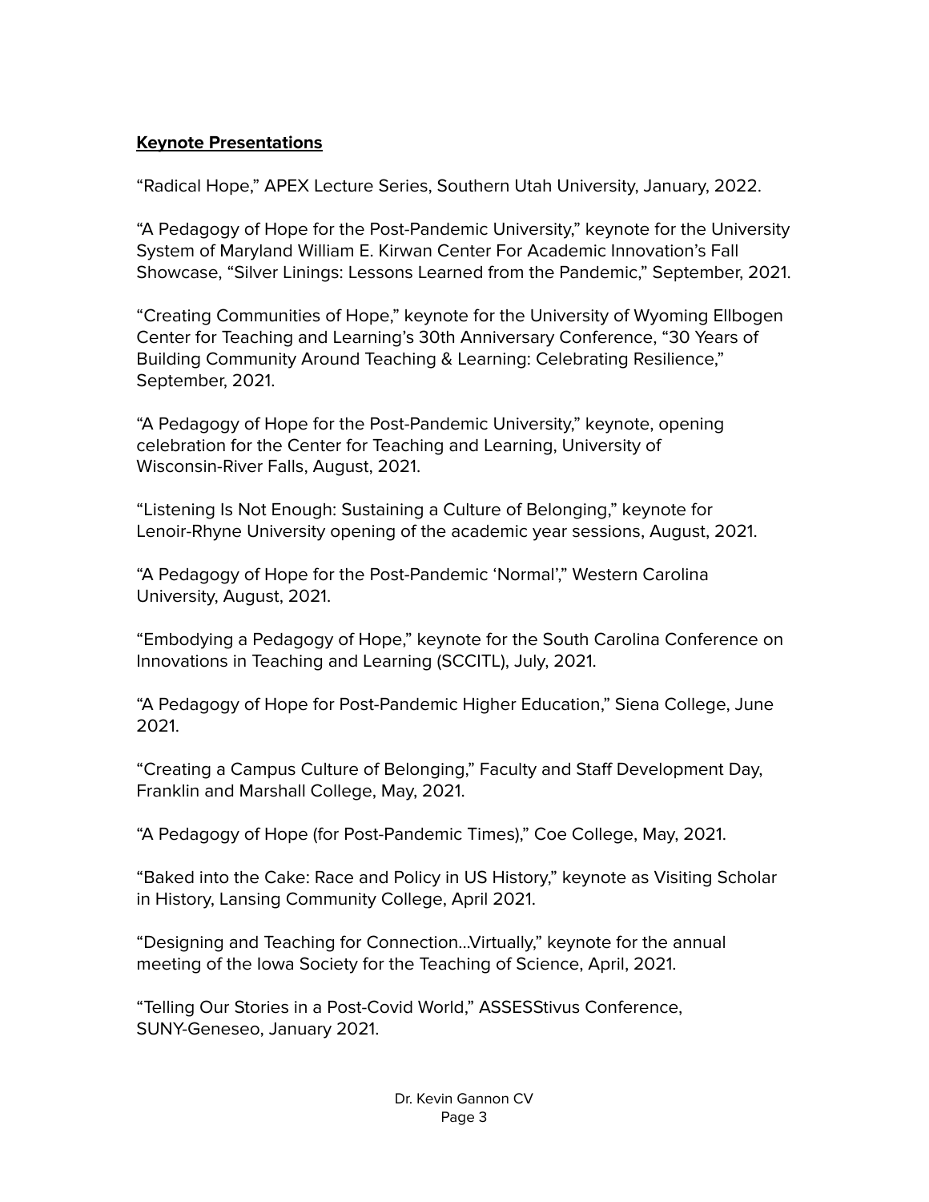**Keynote Presentations**

“Radical Hope,” APEX Lecture Series, Southern Utah University, January, 2022.

“A Pedagogy of Hope for the Post-Pandemic University,” keynote for the University System of Maryland William E. Kirwan Center For Academic Innovation’s Fall Showcase, “Silver Linings: Lessons Learned from the Pandemic,” September, 2021.

“Creating Communities of Hope,” keynote for the University of Wyoming Ellbogen Center for Teaching and Learning’s 30th Anniversary Conference, “30 Years of Building Community Around Teaching & Learning: Celebrating Resilience,” September, 2021.

“A Pedagogy of Hope for the Post-Pandemic University,” keynote, opening celebration for the Center for Teaching and Learning, University of Wisconsin-River Falls, August, 2021.

“Listening Is Not Enough: Sustaining a Culture of Belonging,” keynote for Lenoir-Rhyne University opening of the academic year sessions, August, 2021.

“A Pedagogy of Hope for the Post-Pandemic ‘Normal’,” Western Carolina University, August, 2021.

“Embodying a Pedagogy of Hope,” keynote for the South Carolina Conference on Innovations in Teaching and Learning (SCCITL), July, 2021.

“A Pedagogy of Hope for Post-Pandemic Higher Education,” Siena College, June 2021.

“Creating a Campus Culture of Belonging,” Faculty and Staff Development Day, Franklin and Marshall College, May, 2021.

“A Pedagogy of Hope (for Post-Pandemic Times),” Coe College, May, 2021.

“Baked into the Cake: Race and Policy in US History,” keynote as Visiting Scholar in History, Lansing Community College, April 2021.

“Designing and Teaching for Connection…Virtually,” keynote for the annual meeting of the Iowa Society for the Teaching of Science, April, 2021.

“Telling Our Stories in a Post-Covid World,” ASSESStivus Conference, SUNY-Geneseo, January 2021.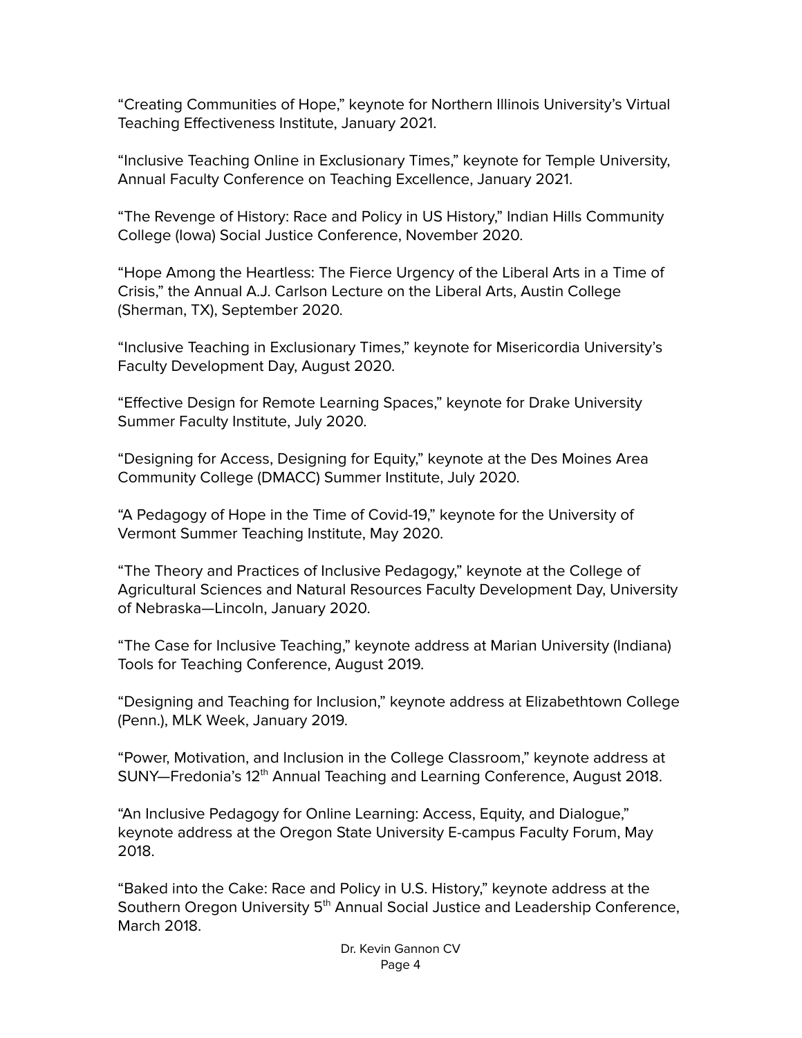"Creating Communities of Hope," keynote for Northern Illinois University's Virtual Teaching Effectiveness Institute, January 2021.

"Inclusive Teaching Online in Exclusionary Times," keynote for Temple University, Annual Faculty Conference on Teaching Excellence, January 2021.

"The Revenge of History: Race and Policy in US History," Indian Hills Community College (Iowa) Social Justice Conference, November 2020.

"Hope Among the Heartless: The Fierce Urgency of the Liberal Arts in a Time of Crisis," the Annual A.J. Carlson Lecture on the Liberal Arts, Austin College (Sherman, TX), September 2020.

"Inclusive Teaching in Exclusionary Times," keynote for Misericordia University's Faculty Development Day, August 2020.

"Effective Design for Remote Learning Spaces," keynote for Drake University Summer Faculty Institute, July 2020.

"Designing for Access, Designing for Equity," keynote at the Des Moines Area Community College (DMACC) Summer Institute, July 2020.

"A Pedagogy of Hope in the Time of Covid-19," keynote for the University of Vermont Summer Teaching Institute, May 2020.

"The Theory and Practices of Inclusive Pedagogy," keynote at the College of Agricultural Sciences and Natural Resources Faculty Development Day, University of Nebraska—Lincoln, January 2020.

"The Case for Inclusive Teaching," keynote address at Marian University (Indiana) Tools for Teaching Conference, August 2019.

"Designing and Teaching for Inclusion," keynote address at Elizabethtown College (Penn.), MLK Week, January 2019.

"Power, Motivation, and Inclusion in the College Classroom," keynote address at SUNY—Fredonia's 12th Annual Teaching and Learning Conference, August 2018.

"An Inclusive Pedagogy for Online Learning: Access, Equity, and Dialogue," keynote address at the Oregon State University E-campus Faculty Forum, May 2018.

"Baked into the Cake: Race and Policy in U.S. History," keynote address at the Southern Oregon University 5th Annual Social Justice and Leadership Conference, March 2018.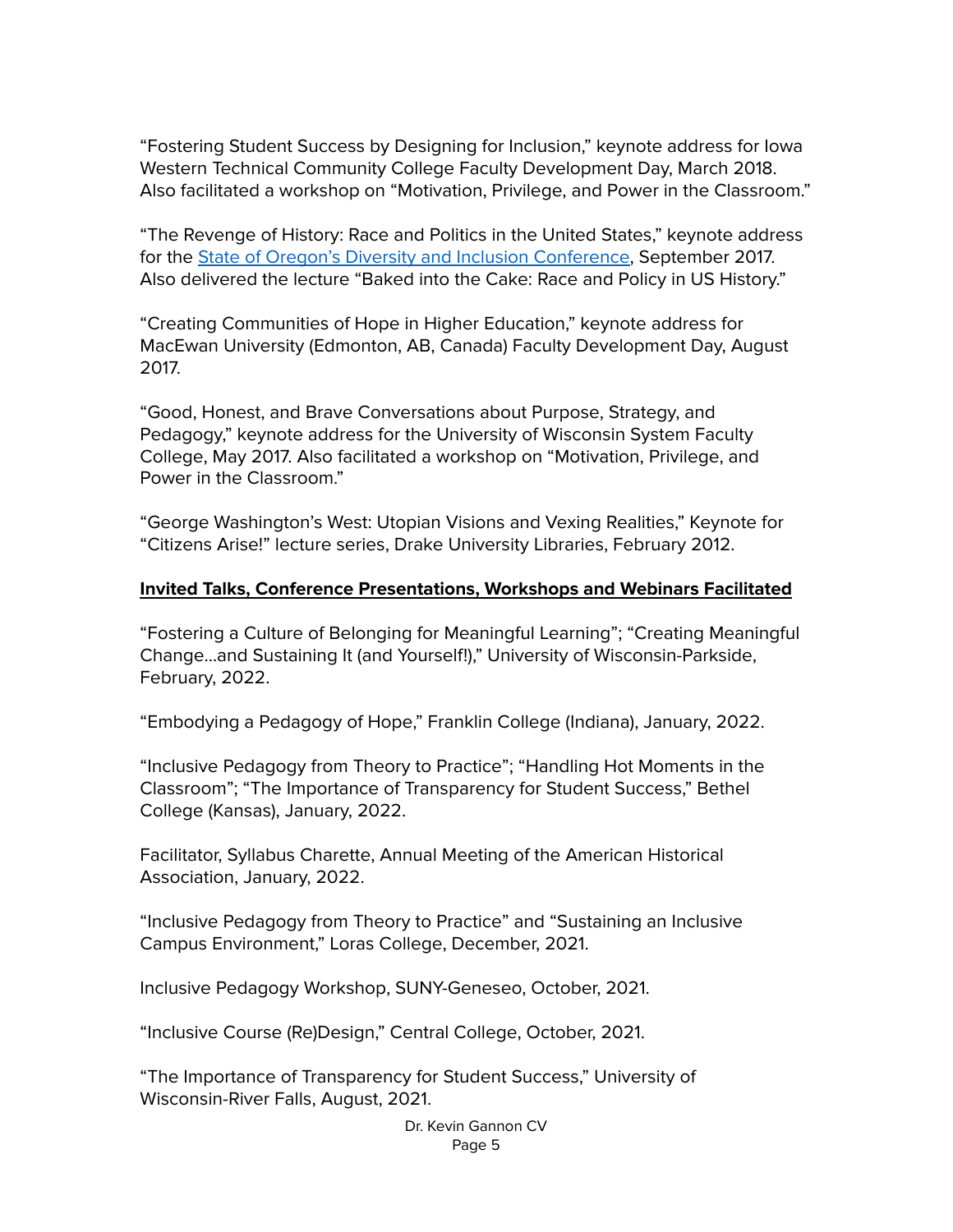"Fostering Student Success by Designing for Inclusion," keynote address for Iowa Western Technical Community College Faculty Development Day, March 2018. Also facilitated a workshop on "Motivation, Privilege, and Power in the Classroom."

"The Revenge of History: Race and Politics in the United States," keynote address for the [State of Oregon's Diversity and Inclusion Conference](), September 2017. Also delivered the lecture "Baked into the Cake: Race and Policy in US History."

"Creating Communities of Hope in Higher Education," keynote address for MacEwan University (Edmonton, AB, Canada) Faculty Development Day, August 2017.

"Good, Honest, and Brave Conversations about Purpose, Strategy, and Pedagogy," keynote address for the University of Wisconsin System Faculty College, May 2017. Also facilitated a workshop on "Motivation, Privilege, and Power in the Classroom."

"George Washington's West: Utopian Visions and Vexing Realities," Keynote for "Citizens Arise!" lecture series, Drake University Libraries, February 2012.

**Invited Talks, Conference Presentations, Workshops and Webinars Facilitated**

"Fostering a Culture of Belonging for Meaningful Learning"; "Creating Meaningful Change…and Sustaining It (and Yourself!)," University of Wisconsin-Parkside, February, 2022.

"Embodying a Pedagogy of Hope," Franklin College (Indiana), January, 2022.

"Inclusive Pedagogy from Theory to Practice"; "Handling Hot Moments in the Classroom"; "The Importance of Transparency for Student Success," Bethel College (Kansas), January, 2022.

Facilitator, Syllabus Charette, Annual Meeting of the American Historical Association, January, 2022.

"Inclusive Pedagogy from Theory to Practice" and "Sustaining an Inclusive Campus Environment," Loras College, December, 2021.

Inclusive Pedagogy Workshop, SUNY-Geneseo, October, 2021.

"Inclusive Course (Re)Design," Central College, October, 2021.

"The Importance of Transparency for Student Success," University of Wisconsin-River Falls, August, 2021.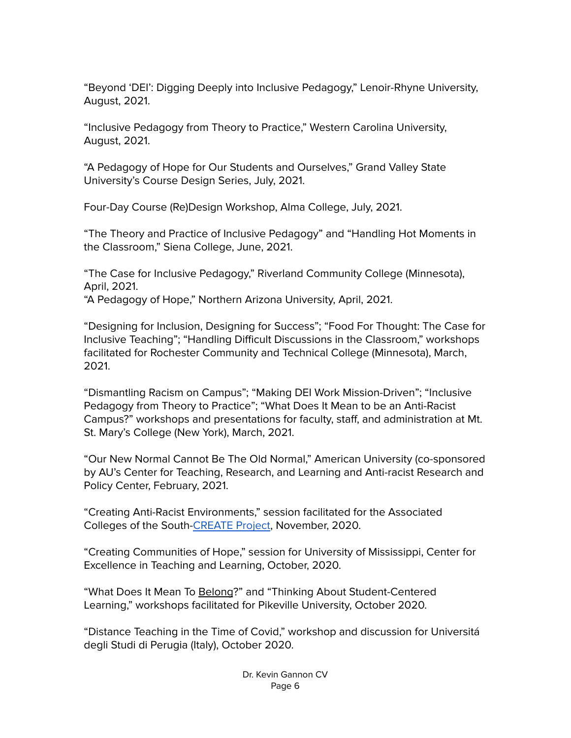"Beyond 'DEI': Digging Deeply into Inclusive Pedagogy," Lenoir-Rhyne University, August, 2021.

"Inclusive Pedagogy from Theory to Practice," Western Carolina University, August, 2021.

"A Pedagogy of Hope for Our Students and Ourselves," Grand Valley State University's Course Design Series, July, 2021.

Four-Day Course (Re)Design Workshop, Alma College, July, 2021.

"The Theory and Practice of Inclusive Pedagogy" and "Handling Hot Moments in the Classroom," Siena College, June, 2021.

"The Case for Inclusive Pedagogy," Riverland Community College (Minnesota), April, 2021.
"A Pedagogy of Hope," Northern Arizona University, April, 2021.

"Designing for Inclusion, Designing for Success"; "Food For Thought: The Case for Inclusive Teaching"; "Handling Difficult Discussions in the Classroom," workshops facilitated for Rochester Community and Technical College (Minnesota), March, 2021.

"Dismantling Racism on Campus"; "Making DEI Work Mission-Driven"; "Inclusive Pedagogy from Theory to Practice"; "What Does It Mean to be an Anti-Racist Campus?" workshops and presentations for faculty, staff, and administration at Mt. St. Mary's College (New York), March, 2021.

"Our New Normal Cannot Be The Old Normal," American University (co-sponsored by AU's Center for Teaching, Research, and Learning and Anti-racist Research and Policy Center, February, 2021.

"Creating Anti-Racist Environments," session facilitated for the Associated Colleges of the South-CREATE Project, November, 2020.

"Creating Communities of Hope," session for University of Mississippi, Center for Excellence in Teaching and Learning, October, 2020.

"What Does It Mean To Belong?" and "Thinking About Student-Centered Learning," workshops facilitated for Pikeville University, October 2020.

"Distance Teaching in the Time of Covid," workshop and discussion for Universitá degli Studi di Perugia (Italy), October 2020.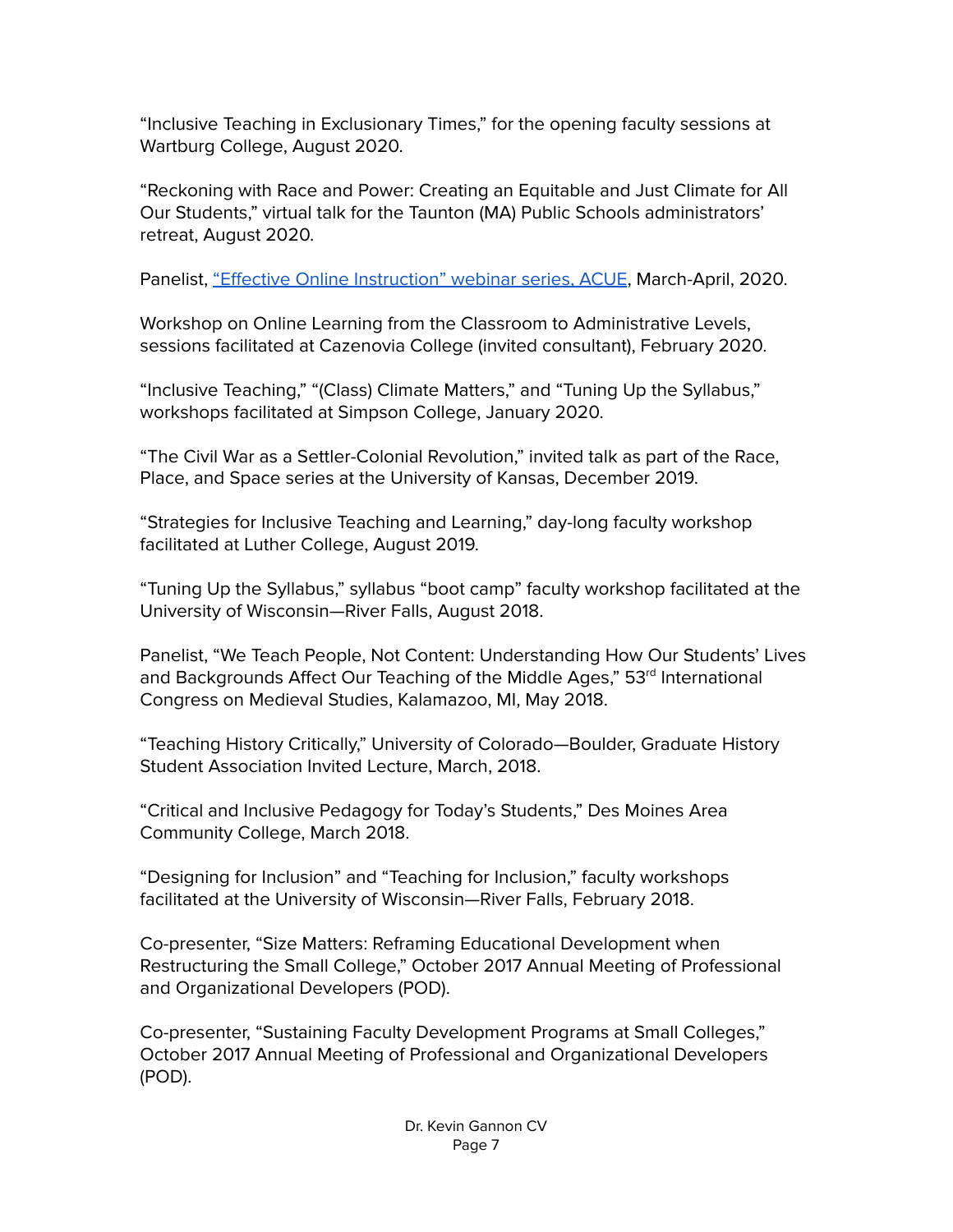“Inclusive Teaching in Exclusionary Times,” for the opening faculty sessions at Wartburg College, August 2020.

“Reckoning with Race and Power: Creating an Equitable and Just Climate for All Our Students,” virtual talk for the Taunton (MA) Public Schools administrators’ retreat, August 2020.

Panelist, [“Effective Online Instruction” webinar series, ACUE](), March-April, 2020.

Workshop on Online Learning from the Classroom to Administrative Levels, sessions facilitated at Cazenovia College (invited consultant), February 2020.

“Inclusive Teaching,” “(Class) Climate Matters,” and “Tuning Up the Syllabus,” workshops facilitated at Simpson College, January 2020.

“The Civil War as a Settler-Colonial Revolution,” invited talk as part of the Race, Place, and Space series at the University of Kansas, December 2019.

“Strategies for Inclusive Teaching and Learning,” day-long faculty workshop facilitated at Luther College, August 2019.

“Tuning Up the Syllabus,” syllabus “boot camp” faculty workshop facilitated at the University of Wisconsin—River Falls, August 2018.

Panelist, “We Teach People, Not Content: Understanding How Our Students’ Lives and Backgrounds Affect Our Teaching of the Middle Ages,” 53rd International Congress on Medieval Studies, Kalamazoo, MI, May 2018.

“Teaching History Critically,” University of Colorado—Boulder, Graduate History Student Association Invited Lecture, March, 2018.

“Critical and Inclusive Pedagogy for Today’s Students,” Des Moines Area Community College, March 2018.

“Designing for Inclusion” and “Teaching for Inclusion,” faculty workshops facilitated at the University of Wisconsin—River Falls, February 2018.

Co-presenter, “Size Matters: Reframing Educational Development when Restructuring the Small College,” October 2017 Annual Meeting of Professional and Organizational Developers (POD).

Co-presenter, “Sustaining Faculty Development Programs at Small Colleges,” October 2017 Annual Meeting of Professional and Organizational Developers (POD).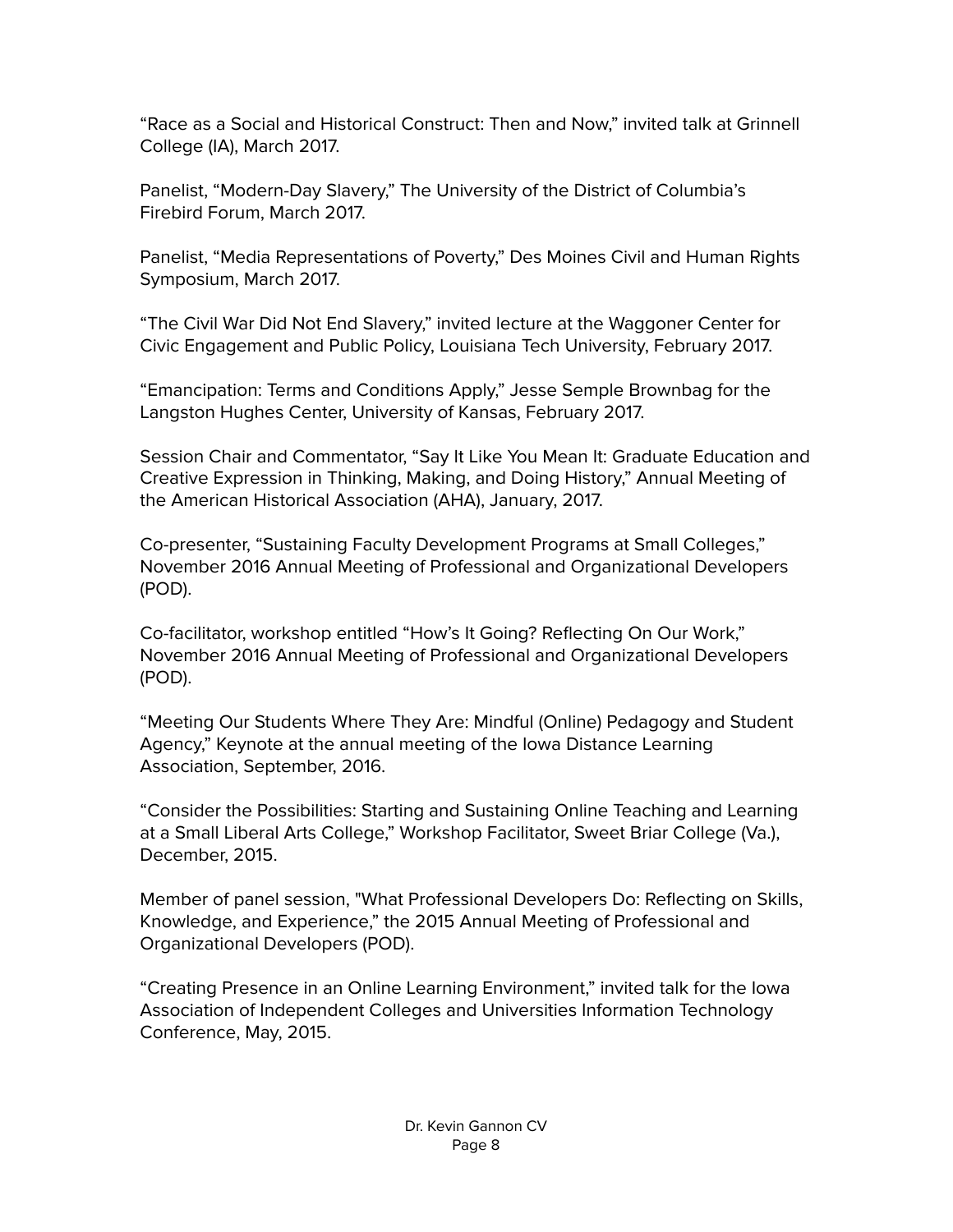"Race as a Social and Historical Construct: Then and Now," invited talk at Grinnell College (IA), March 2017.

Panelist, "Modern-Day Slavery," The University of the District of Columbia's Firebird Forum, March 2017.

Panelist, "Media Representations of Poverty," Des Moines Civil and Human Rights Symposium, March 2017.

"The Civil War Did Not End Slavery," invited lecture at the Waggoner Center for Civic Engagement and Public Policy, Louisiana Tech University, February 2017.

"Emancipation: Terms and Conditions Apply," Jesse Semple Brownbag for the Langston Hughes Center, University of Kansas, February 2017.

Session Chair and Commentator, "Say It Like You Mean It: Graduate Education and Creative Expression in Thinking, Making, and Doing History," Annual Meeting of the American Historical Association (AHA), January, 2017.

Co-presenter, "Sustaining Faculty Development Programs at Small Colleges," November 2016 Annual Meeting of Professional and Organizational Developers (POD).

Co-facilitator, workshop entitled "How's It Going? Reflecting On Our Work," November 2016 Annual Meeting of Professional and Organizational Developers (POD).

"Meeting Our Students Where They Are: Mindful (Online) Pedagogy and Student Agency," Keynote at the annual meeting of the Iowa Distance Learning Association, September, 2016.

"Consider the Possibilities: Starting and Sustaining Online Teaching and Learning at a Small Liberal Arts College," Workshop Facilitator, Sweet Briar College (Va.), December, 2015.

Member of panel session, "What Professional Developers Do: Reflecting on Skills, Knowledge, and Experience," the 2015 Annual Meeting of Professional and Organizational Developers (POD).

"Creating Presence in an Online Learning Environment," invited talk for the Iowa Association of Independent Colleges and Universities Information Technology Conference, May, 2015.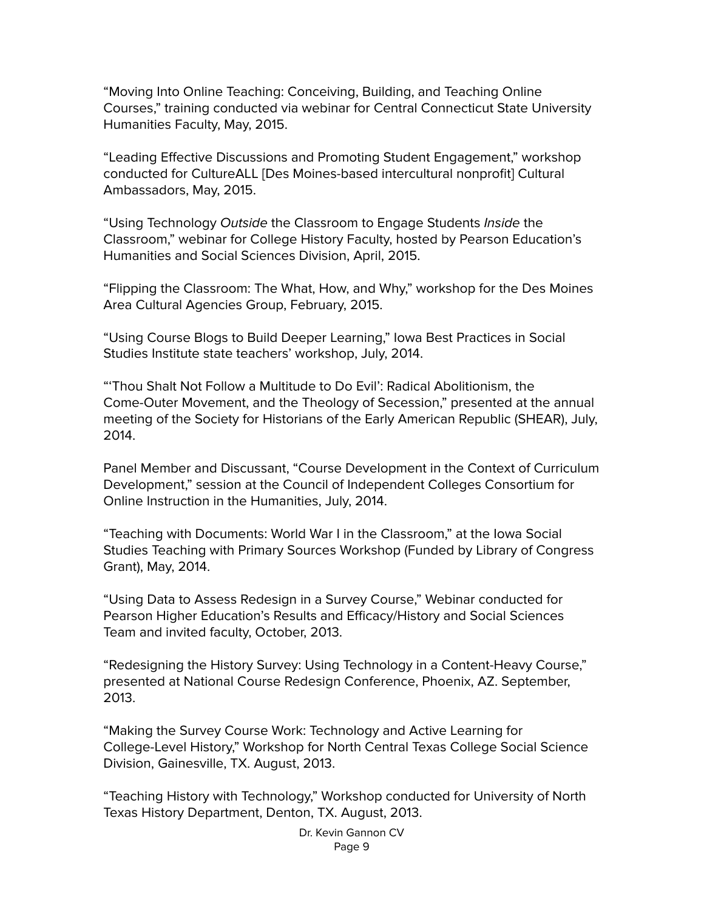"Moving Into Online Teaching: Conceiving, Building, and Teaching Online Courses," training conducted via webinar for Central Connecticut State University Humanities Faculty, May, 2015.

"Leading Effective Discussions and Promoting Student Engagement," workshop conducted for CultureALL [Des Moines-based intercultural nonprofit] Cultural Ambassadors, May, 2015.

"Using Technology *Outside* the Classroom to Engage Students *Inside* the Classroom," webinar for College History Faculty, hosted by Pearson Education's Humanities and Social Sciences Division, April, 2015.

"Flipping the Classroom: The What, How, and Why," workshop for the Des Moines Area Cultural Agencies Group, February, 2015.

"Using Course Blogs to Build Deeper Learning," Iowa Best Practices in Social Studies Institute state teachers' workshop, July, 2014.

"'Thou Shalt Not Follow a Multitude to Do Evil': Radical Abolitionism, the Come-Outer Movement, and the Theology of Secession," presented at the annual meeting of the Society for Historians of the Early American Republic (SHEAR), July, 2014.

Panel Member and Discussant, "Course Development in the Context of Curriculum Development," session at the Council of Independent Colleges Consortium for Online Instruction in the Humanities, July, 2014.

"Teaching with Documents: World War I in the Classroom," at the Iowa Social Studies Teaching with Primary Sources Workshop (Funded by Library of Congress Grant), May, 2014.

"Using Data to Assess Redesign in a Survey Course," Webinar conducted for Pearson Higher Education's Results and Efficacy/History and Social Sciences Team and invited faculty, October, 2013.

"Redesigning the History Survey: Using Technology in a Content-Heavy Course," presented at National Course Redesign Conference, Phoenix, AZ. September, 2013.

"Making the Survey Course Work: Technology and Active Learning for College-Level History," Workshop for North Central Texas College Social Science Division, Gainesville, TX. August, 2013.

"Teaching History with Technology," Workshop conducted for University of North Texas History Department, Denton, TX. August, 2013.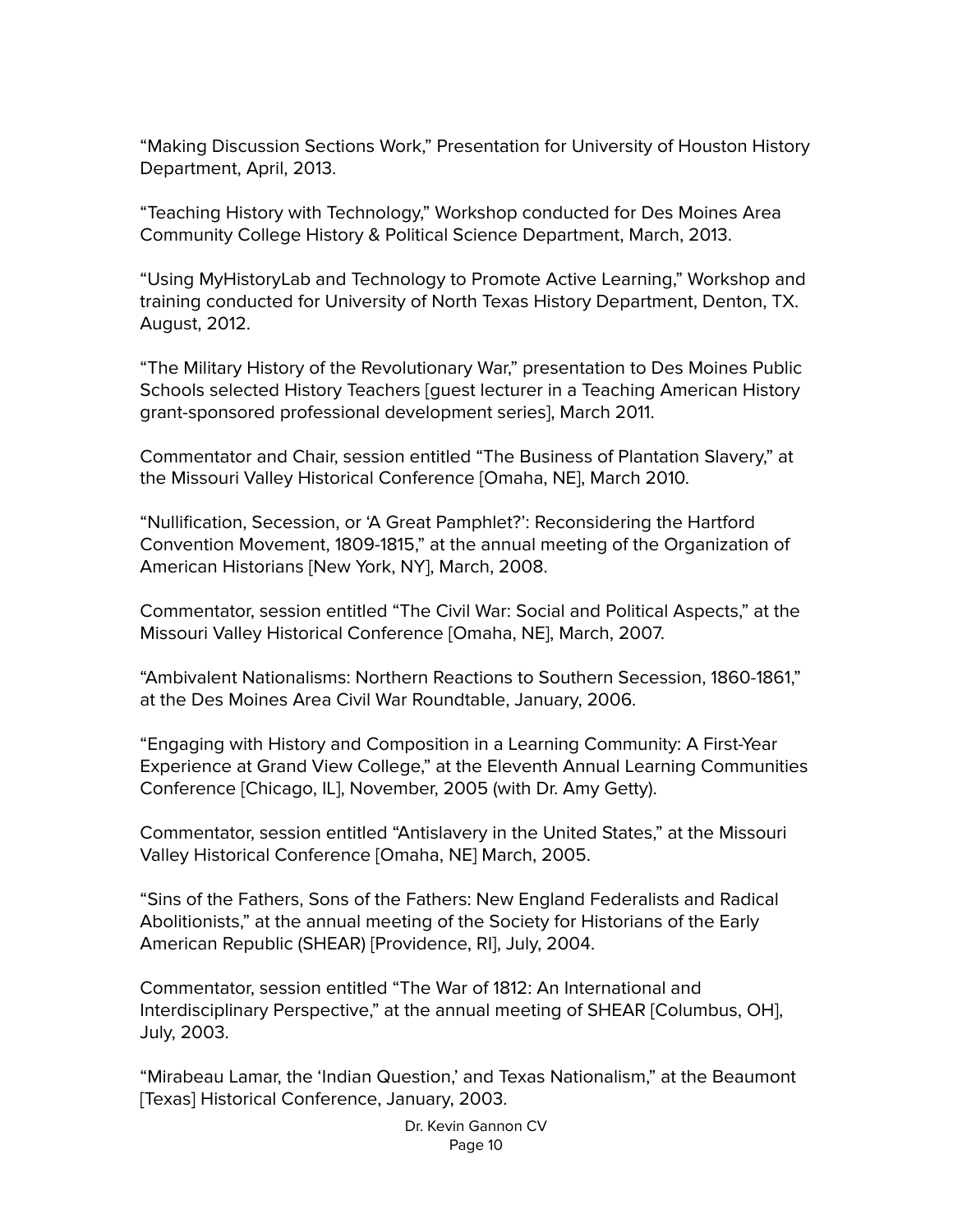"Making Discussion Sections Work," Presentation for University of Houston History Department, April, 2013.

"Teaching History with Technology," Workshop conducted for Des Moines Area Community College History & Political Science Department, March, 2013.

"Using MyHistoryLab and Technology to Promote Active Learning," Workshop and training conducted for University of North Texas History Department, Denton, TX. August, 2012.

"The Military History of the Revolutionary War," presentation to Des Moines Public Schools selected History Teachers [guest lecturer in a Teaching American History grant-sponsored professional development series], March 2011.

Commentator and Chair, session entitled "The Business of Plantation Slavery," at the Missouri Valley Historical Conference [Omaha, NE], March 2010.

"Nullification, Secession, or 'A Great Pamphlet?': Reconsidering the Hartford Convention Movement, 1809-1815," at the annual meeting of the Organization of American Historians [New York, NY], March, 2008.

Commentator, session entitled "The Civil War: Social and Political Aspects," at the Missouri Valley Historical Conference [Omaha, NE], March, 2007.

"Ambivalent Nationalisms: Northern Reactions to Southern Secession, 1860-1861," at the Des Moines Area Civil War Roundtable, January, 2006.

"Engaging with History and Composition in a Learning Community: A First-Year Experience at Grand View College," at the Eleventh Annual Learning Communities Conference [Chicago, IL], November, 2005 (with Dr. Amy Getty).

Commentator, session entitled "Antislavery in the United States," at the Missouri Valley Historical Conference [Omaha, NE] March, 2005.

"Sins of the Fathers, Sons of the Fathers: New England Federalists and Radical Abolitionists," at the annual meeting of the Society for Historians of the Early American Republic (SHEAR) [Providence, RI], July, 2004.

Commentator, session entitled "The War of 1812: An International and Interdisciplinary Perspective," at the annual meeting of SHEAR [Columbus, OH], July, 2003.

"Mirabeau Lamar, the 'Indian Question,' and Texas Nationalism," at the Beaumont [Texas] Historical Conference, January, 2003.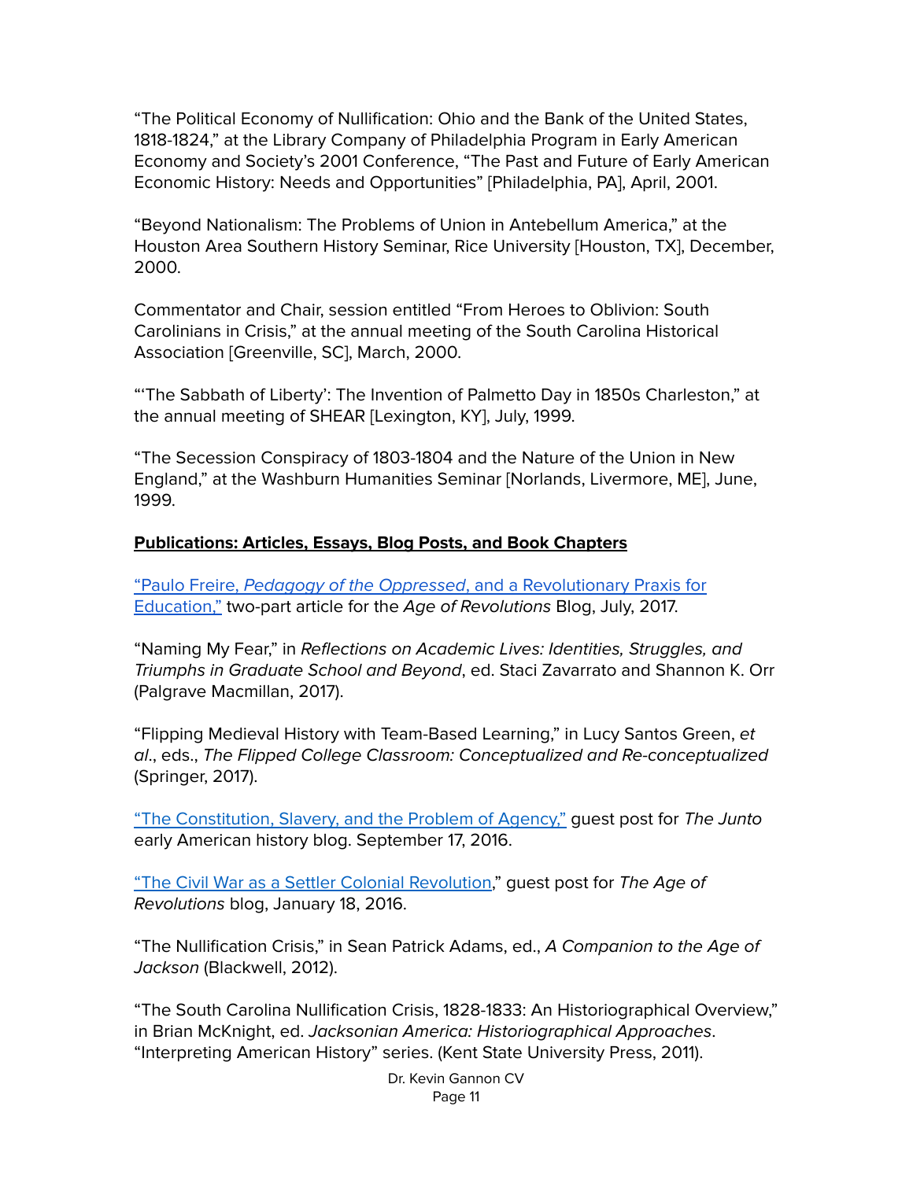"The Political Economy of Nullification: Ohio and the Bank of the United States, 1818-1824," at the Library Company of Philadelphia Program in Early American Economy and Society's 2001 Conference, "The Past and Future of Early American Economic History: Needs and Opportunities" [Philadelphia, PA], April, 2001.

"Beyond Nationalism: The Problems of Union in Antebellum America," at the Houston Area Southern History Seminar, Rice University [Houston, TX], December, 2000.

Commentator and Chair, session entitled "From Heroes to Oblivion: South Carolinians in Crisis," at the annual meeting of the South Carolina Historical Association [Greenville, SC], March, 2000.

"'The Sabbath of Liberty': The Invention of Palmetto Day in 1850s Charleston," at the annual meeting of SHEAR [Lexington, KY], July, 1999.

"The Secession Conspiracy of 1803-1804 and the Nature of the Union in New England," at the Washburn Humanities Seminar [Norlands, Livermore, ME], June, 1999.

**Publications: Articles, Essays, Blog Posts, and Book Chapters**

"Paulo Freire, *Pedagogy of the Oppressed*, and a Revolutionary Praxis for Education," two-part article for the *Age of Revolutions* Blog, July, 2017.

"Naming My Fear," in *Reflections on Academic Lives: Identities, Struggles, and Triumphs in Graduate School and Beyond*, ed. Staci Zavarrato and Shannon K. Orr (Palgrave Macmillan, 2017).

"Flipping Medieval History with Team-Based Learning," in Lucy Santos Green, *et al*., eds., *The Flipped College Classroom: Conceptualized and Re-conceptualized* (Springer, 2017).

"The Constitution, Slavery, and the Problem of Agency," guest post for *The Junto* early American history blog. September 17, 2016.

"The Civil War as a Settler Colonial Revolution," guest post for *The Age of Revolutions* blog, January 18, 2016.

"The Nullification Crisis," in Sean Patrick Adams, ed., *A Companion to the Age of Jackson* (Blackwell, 2012).

"The South Carolina Nullification Crisis, 1828-1833: An Historiographical Overview," in Brian McKnight, ed. *Jacksonian America: Historiographical Approaches*. "Interpreting American History" series. (Kent State University Press, 2011).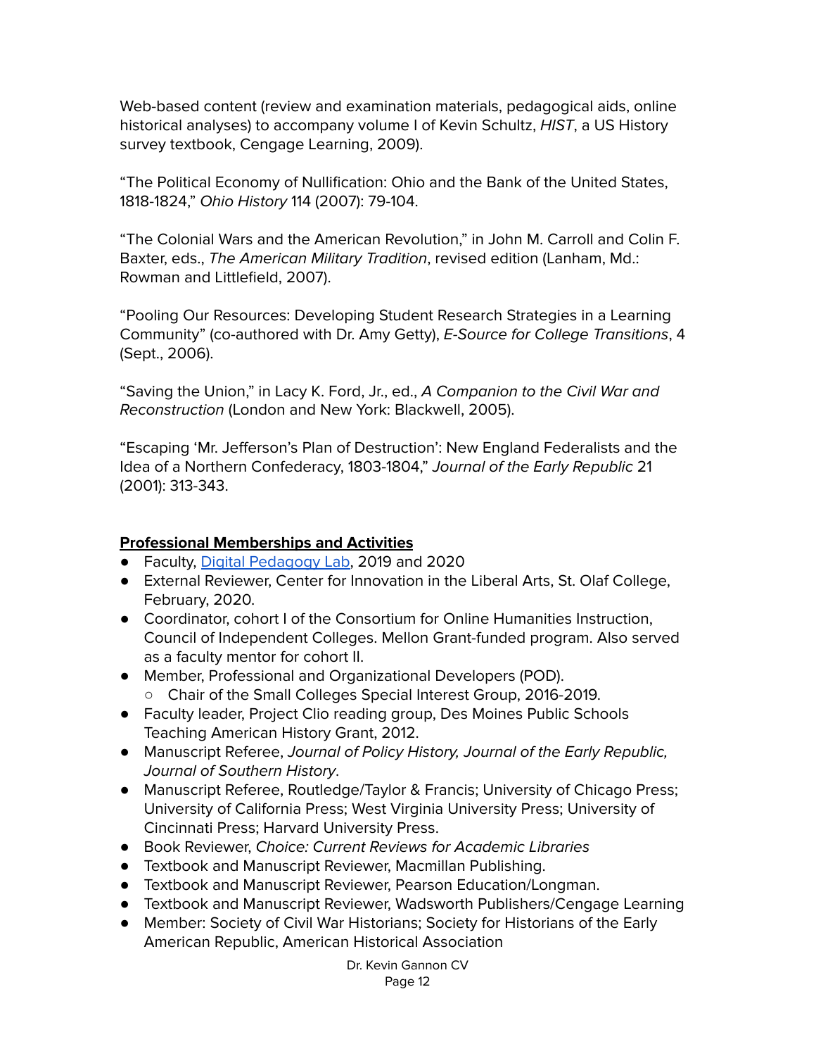Web-based content (review and examination materials, pedagogical aids, online historical analyses) to accompany volume I of Kevin Schultz, *HIST*, a US History survey textbook, Cengage Learning, 2009).

"The Political Economy of Nullification: Ohio and the Bank of the United States, 1818-1824," *Ohio History* 114 (2007): 79-104.

"The Colonial Wars and the American Revolution," in John M. Carroll and Colin F. Baxter, eds., *The American Military Tradition*, revised edition (Lanham, Md.: Rowman and Littlefield, 2007).

"Pooling Our Resources: Developing Student Research Strategies in a Learning Community" (co-authored with Dr. Amy Getty), *E-Source for College Transitions*, 4 (Sept., 2006).

"Saving the Union," in Lacy K. Ford, Jr., ed., *A Companion to the Civil War and Reconstruction* (London and New York: Blackwell, 2005).

"Escaping 'Mr. Jefferson's Plan of Destruction': New England Federalists and the Idea of a Northern Confederacy, 1803-1804," *Journal of the Early Republic* 21 (2001): 313-343.

## Professional Memberships and Activities

- Faculty, Digital Pedagogy Lab, 2019 and 2020
- External Reviewer, Center for Innovation in the Liberal Arts, St. Olaf College, February, 2020.
- Coordinator, cohort I of the Consortium for Online Humanities Instruction, Council of Independent Colleges. Mellon Grant-funded program. Also served as a faculty mentor for cohort II.
- Member, Professional and Organizational Developers (POD).
  - Chair of the Small Colleges Special Interest Group, 2016-2019.
- Faculty leader, Project Clio reading group, Des Moines Public Schools Teaching American History Grant, 2012.
- Manuscript Referee, *Journal of Policy History, Journal of the Early Republic, Journal of Southern History*.
- Manuscript Referee, Routledge/Taylor & Francis; University of Chicago Press; University of California Press; West Virginia University Press; University of Cincinnati Press; Harvard University Press.
- Book Reviewer, *Choice: Current Reviews for Academic Libraries*
- Textbook and Manuscript Reviewer, Macmillan Publishing.
- Textbook and Manuscript Reviewer, Pearson Education/Longman.
- Textbook and Manuscript Reviewer, Wadsworth Publishers/Cengage Learning
- Member: Society of Civil War Historians; Society for Historians of the Early American Republic, American Historical Association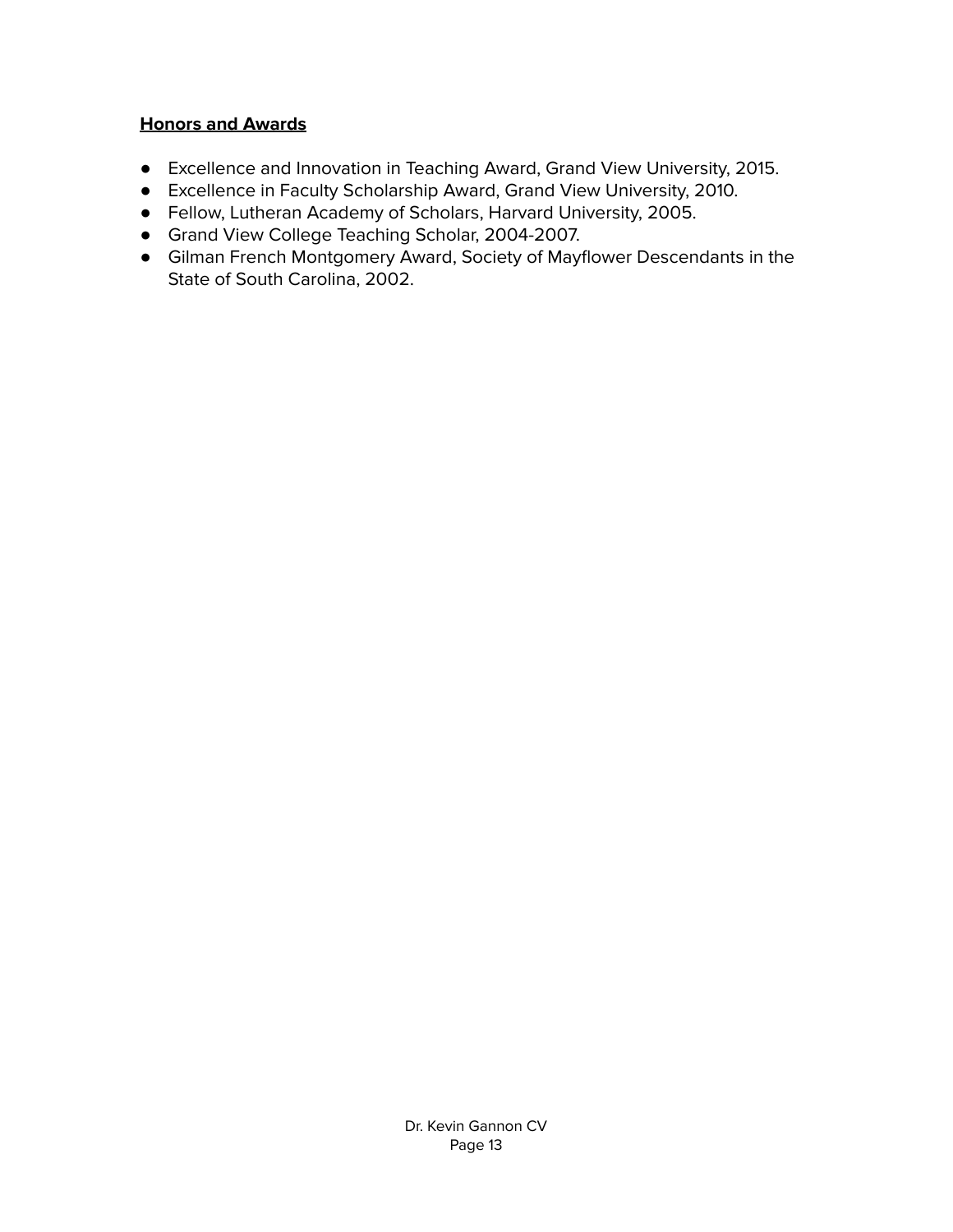**Honors and Awards**

- Excellence and Innovation in Teaching Award, Grand View University, 2015.
- Excellence in Faculty Scholarship Award, Grand View University, 2010.
- Fellow, Lutheran Academy of Scholars, Harvard University, 2005.
- Grand View College Teaching Scholar, 2004-2007.
- Gilman French Montgomery Award, Society of Mayflower Descendants in the State of South Carolina, 2002.